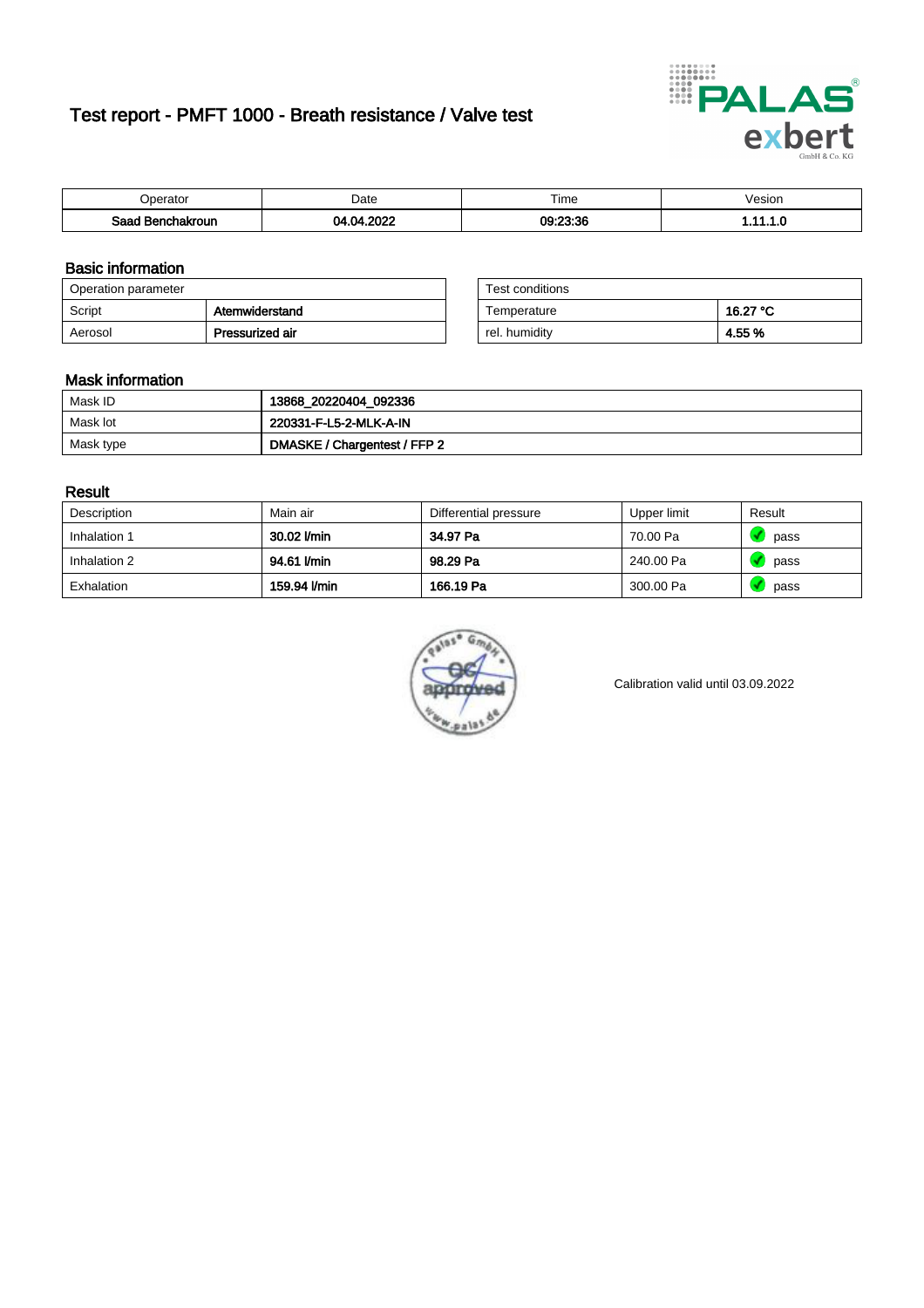# Test report - PMFT 1000 - Breath resistance / Valve test

| Operator | Date | Time | Vesion |
|---|---|---|---|
| **Saad Benchakroun** | **04.04.2022** | **09:23:36** | **1.11.1.0** |

## Basic information

| Operation parameter | |
|---|---|
| Script | **Atemwiderstand** |
| Aerosol | **Pressurized air** |

| Test conditions | |
|---|---|
| Temperature | **16.27 °C** |
| rel. humidity | **4.55 %** |

## Mask information

| | |
|---|---|
| Mask ID | **13868_20220404_092336** |
| Mask lot | **220331-F-L5-2-MLK-A-IN** |
| Mask type | **DMASKE / Chargentest / FFP 2** |

## Result

| Description | Main air | Differential pressure | Upper limit | Result |
|---|---|---|---|---|
| Inhalation 1 | **30.02 l/min** | **34.97 Pa** | 70.00 Pa | pass |
| Inhalation 2 | **94.61 l/min** | **98.29 Pa** | 240.00 Pa | pass |
| Exhalation | **159.94 l/min** | **166.19 Pa** | 300.00 Pa | pass |

Calibration valid until 03.09.2022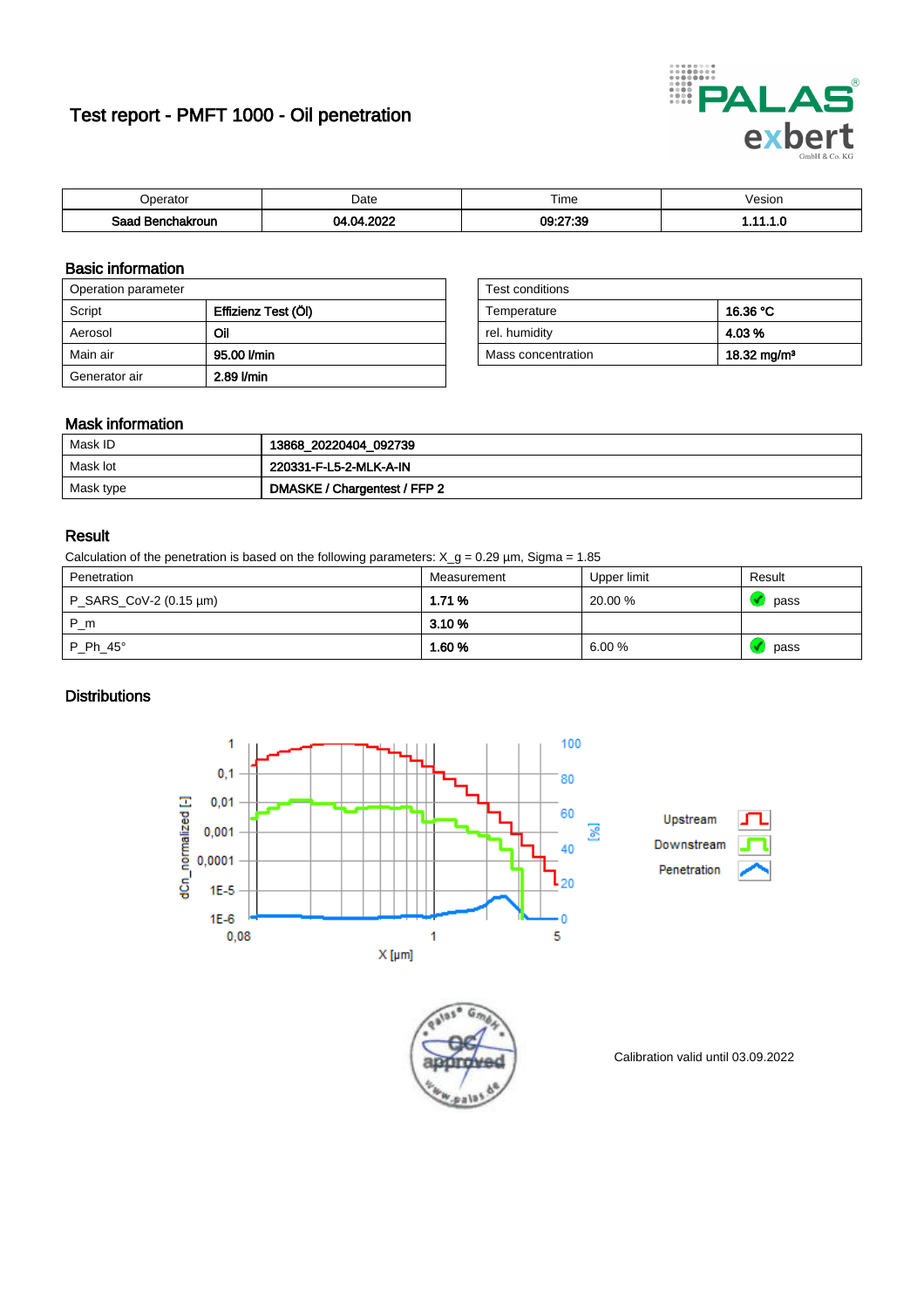# Test report - PMFT 1000 - Oil penetration

PALAS exbert GmbH & Co. KG

| Operator | Date | Time | Vesion |
|---|---|---|---|
| **Saad Benchakroun** | **04.04.2022** | **09:27:39** | **1.11.1.0** |

## Basic information

| Operation parameter | |
|---|---|
| Script | **Effizienz Test (Öl)** |
| Aerosol | **Oil** |
| Main air | **95.00 l/min** |
| Generator air | **2.89 l/min** |

| Test conditions | |
|---|---|
| Temperature | **16.36 °C** |
| rel. humidity | **4.03 %** |
| Mass concentration | **18.32 mg/m³** |

## Mask information

| | |
|---|---|
| Mask ID | **13868_20220404_092739** |
| Mask lot | **220331-F-L5-2-MLK-A-IN** |
| Mask type | **DMASKE / Chargentest / FFP 2** |

## Result

Calculation of the penetration is based on the following parameters: X_g = 0.29 µm, Sigma = 1.85

| Penetration | Measurement | Upper limit | Result |
|---|---|---|---|
| P_SARS_CoV-2 (0.15 µm) | **1.71 %** | 20.00 % | pass |
| P_m | **3.10 %** | | |
| P_Ph_45° | **1.60 %** | 6.00 % | pass |

## Distributions

1
0,1
0,01
0,001
0,0001
1E-5
1E-6
dCn_normalized [-]
0,08
1
5
X [µm]
100
80
60
40
20
0
[%]
Upstream
Downstream
Penetration

QC approved
Palas® GmbH
www.palas.de

Calibration valid until 03.09.2022